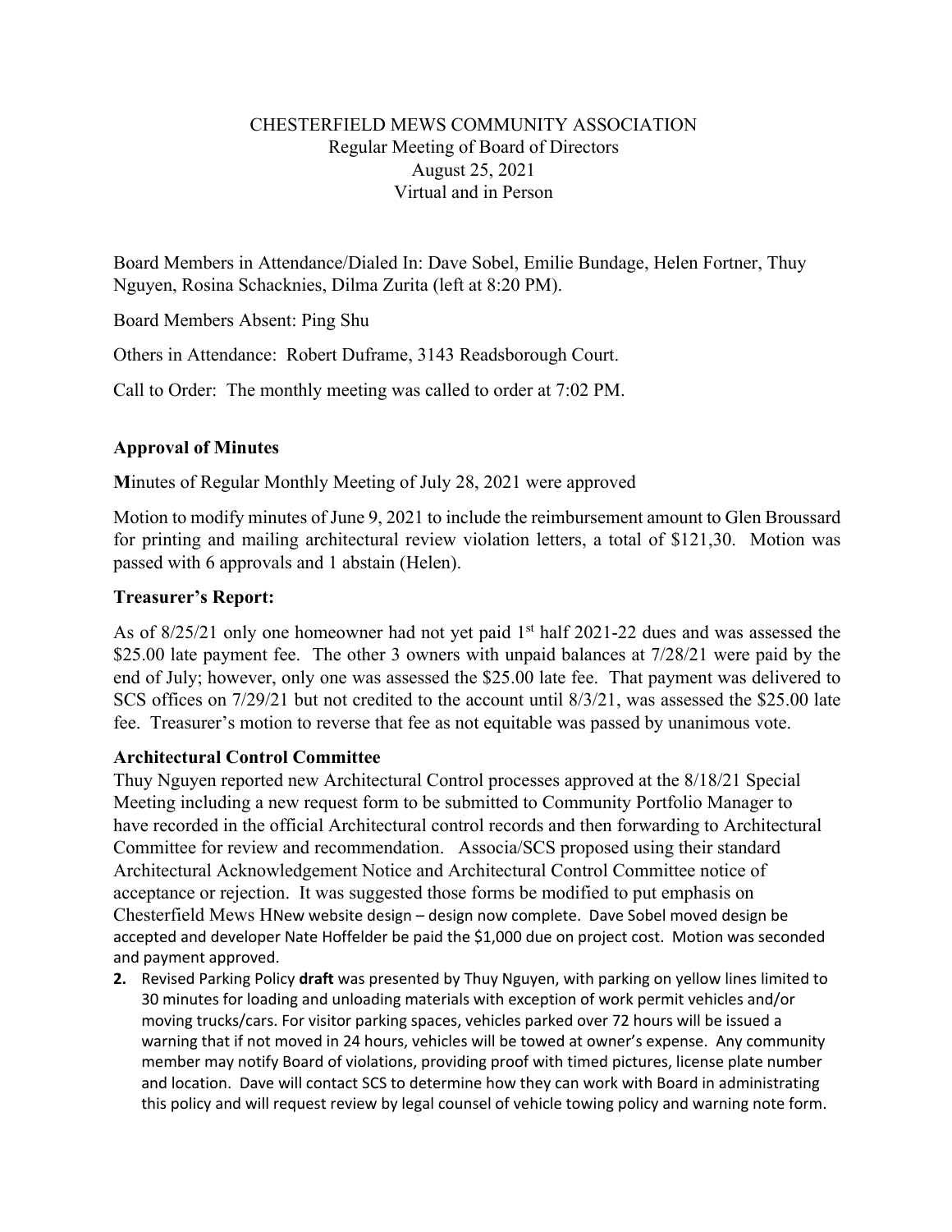CHESTERFIELD MEWS COMMUNITY ASSOCIATION
Regular Meeting of Board of Directors
August 25, 2021
Virtual and in Person

Board Members in Attendance/Dialed In: Dave Sobel, Emilie Bundage, Helen Fortner, Thuy Nguyen, Rosina Schacknies, Dilma Zurita (left at 8:20 PM).

Board Members Absent: Ping Shu

Others in Attendance: Robert Duframe, 3143 Readsborough Court.

Call to Order: The monthly meeting was called to order at 7:02 PM.

## Approval of Minutes

**M**inutes of Regular Monthly Meeting of July 28, 2021 were approved

Motion to modify minutes of June 9, 2021 to include the reimbursement amount to Glen Broussard for printing and mailing architectural review violation letters, a total of $121,30. Motion was passed with 6 approvals and 1 abstain (Helen).

## Treasurer's Report:

As of 8/25/21 only one homeowner had not yet paid 1st half 2021-22 dues and was assessed the $25.00 late payment fee. The other 3 owners with unpaid balances at 7/28/21 were paid by the end of July; however, only one was assessed the $25.00 late fee. That payment was delivered to SCS offices on 7/29/21 but not credited to the account until 8/3/21, was assessed the $25.00 late fee. Treasurer's motion to reverse that fee as not equitable was passed by unanimous vote.

## Architectural Control Committee

Thuy Nguyen reported new Architectural Control processes approved at the 8/18/21 Special Meeting including a new request form to be submitted to Community Portfolio Manager to have recorded in the official Architectural control records and then forwarding to Architectural Committee for review and recommendation. Associa/SCS proposed using their standard Architectural Acknowledgement Notice and Architectural Control Committee notice of acceptance or rejection. It was suggested those forms be modified to put emphasis on Chesterfield Mews HNew website design – design now complete. Dave Sobel moved design be accepted and developer Nate Hoffelder be paid the $1,000 due on project cost. Motion was seconded and payment approved.

2. Revised Parking Policy **draft** was presented by Thuy Nguyen, with parking on yellow lines limited to 30 minutes for loading and unloading materials with exception of work permit vehicles and/or moving trucks/cars. For visitor parking spaces, vehicles parked over 72 hours will be issued a warning that if not moved in 24 hours, vehicles will be towed at owner's expense. Any community member may notify Board of violations, providing proof with timed pictures, license plate number and location. Dave will contact SCS to determine how they can work with Board in administrating this policy and will request review by legal counsel of vehicle towing policy and warning note form.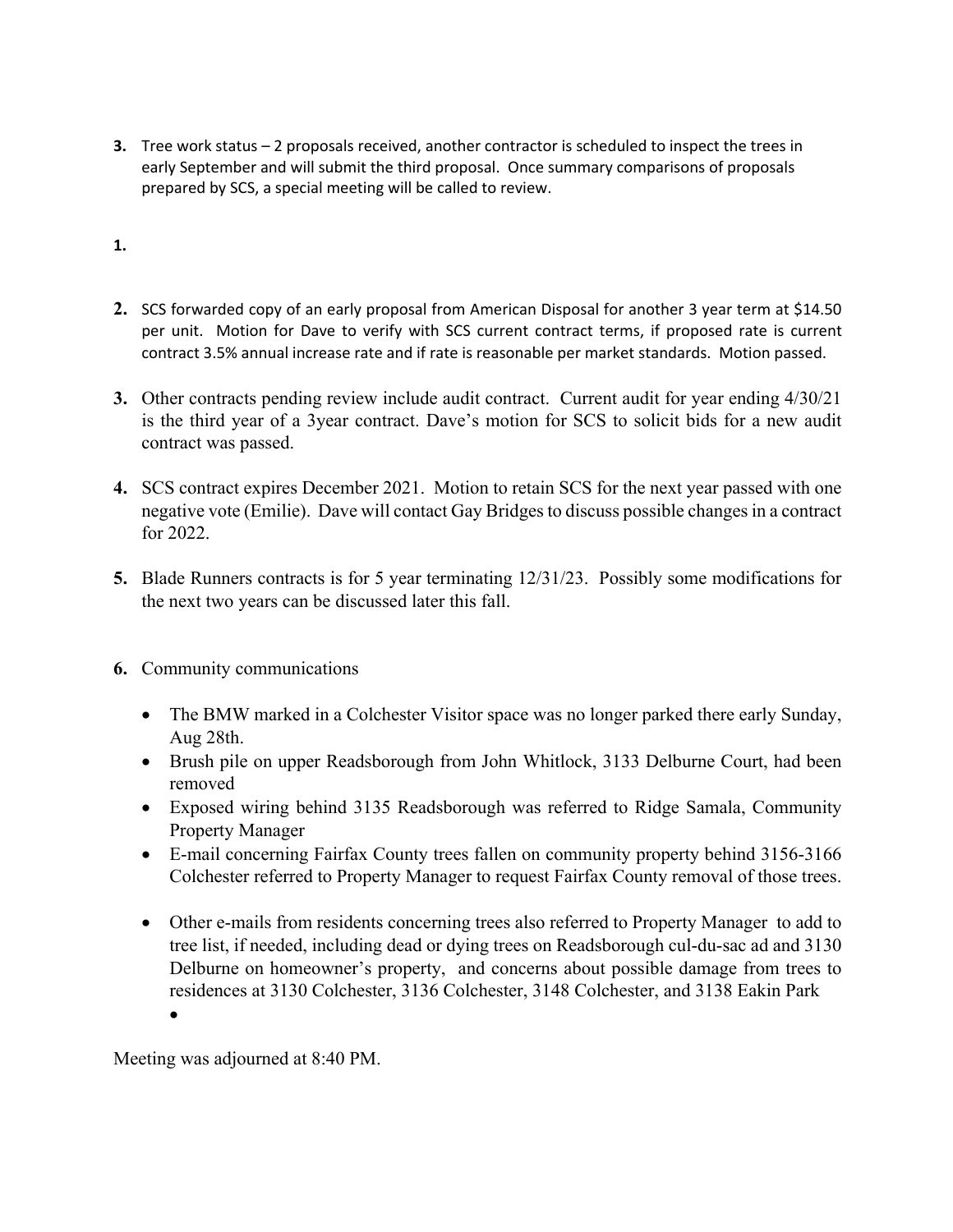**3.** Tree work status – 2 proposals received, another contractor is scheduled to inspect the trees in early September and will submit the third proposal. Once summary comparisons of proposals prepared by SCS, a special meeting will be called to review.

**1.**

**2.** SCS forwarded copy of an early proposal from American Disposal for another 3 year term at $14.50 per unit. Motion for Dave to verify with SCS current contract terms, if proposed rate is current contract 3.5% annual increase rate and if rate is reasonable per market standards. Motion passed.

**3.** Other contracts pending review include audit contract. Current audit for year ending 4/30/21 is the third year of a 3year contract. Dave's motion for SCS to solicit bids for a new audit contract was passed.

**4.** SCS contract expires December 2021. Motion to retain SCS for the next year passed with one negative vote (Emilie). Dave will contact Gay Bridges to discuss possible changes in a contract for 2022.

**5.** Blade Runners contracts is for 5 year terminating 12/31/23. Possibly some modifications for the next two years can be discussed later this fall.

**6.** Community communications

- The BMW marked in a Colchester Visitor space was no longer parked there early Sunday, Aug 28th.
- Brush pile on upper Readsborough from John Whitlock, 3133 Delburne Court, had been removed
- Exposed wiring behind 3135 Readsborough was referred to Ridge Samala, Community Property Manager
- E-mail concerning Fairfax County trees fallen on community property behind 3156-3166 Colchester referred to Property Manager to request Fairfax County removal of those trees.
- Other e-mails from residents concerning trees also referred to Property Manager to add to tree list, if needed, including dead or dying trees on Readsborough cul-du-sac ad and 3130 Delburne on homeowner's property, and concerns about possible damage from trees to residences at 3130 Colchester, 3136 Colchester, 3148 Colchester, and 3138 Eakin Park
- 

Meeting was adjourned at 8:40 PM.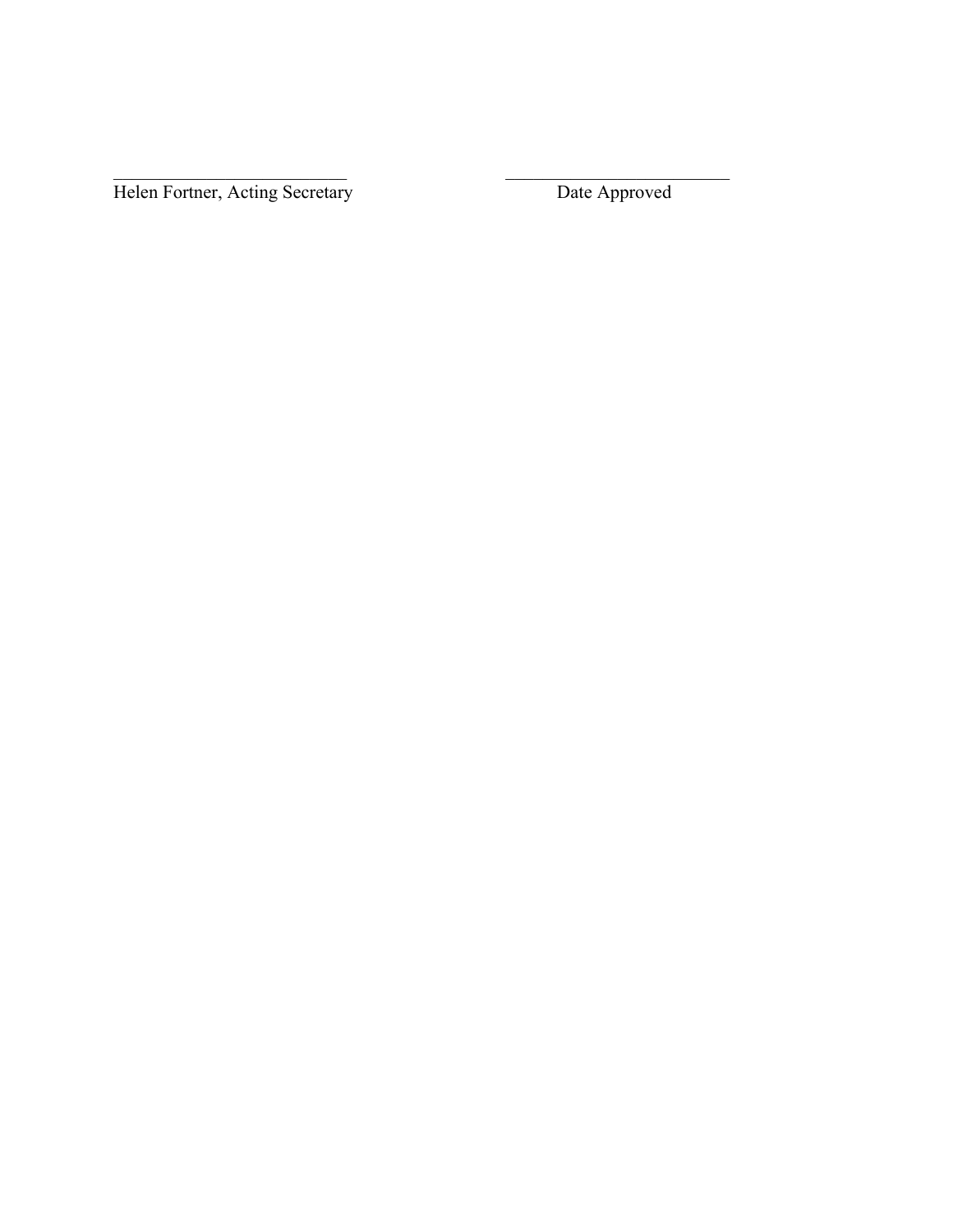\_\_\_\_\_\_\_\_\_\_\_\_\_\_\_\_\_\_\_\_\_\_\_\_\_\_\_\_ \_\_\_\_\_\_\_\_\_\_\_\_\_\_\_\_\_\_\_\_\_\_\_\_\_\_\_

Helen Fortner, Acting Secretary Date Approved